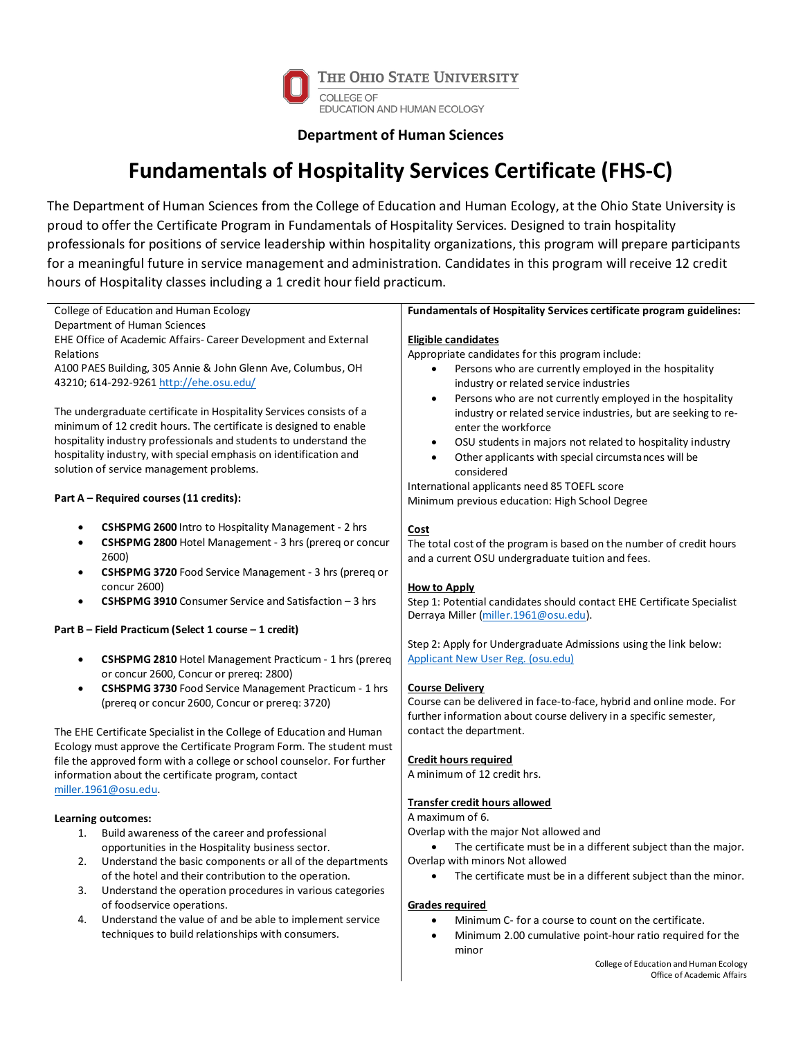The Ohio State University
College of Education and Human Ecology

**Department of Human Sciences**

# Fundamentals of Hospitality Services Certificate (FHS-C)

The Department of Human Sciences from the College of Education and Human Ecology, at the Ohio State University is proud to offer the Certificate Program in Fundamentals of Hospitality Services. Designed to train hospitality professionals for positions of service leadership within hospitality organizations, this program will prepare participants for a meaningful future in service management and administration. Candidates in this program will receive 12 credit hours of Hospitality classes including a 1 credit hour field practicum.

College of Education and Human Ecology
Department of Human Sciences
EHE Office of Academic Affairs- Career Development and External Relations
A100 PAES Building, 305 Annie & John Glenn Ave, Columbus, OH 43210; 614-292-9261 [http://ehe.osu.edu/](http://ehe.osu.edu/)

The undergraduate certificate in Hospitality Services consists of a minimum of 12 credit hours. The certificate is designed to enable hospitality industry professionals and students to understand the hospitality industry, with special emphasis on identification and solution of service management problems.

**Part A – Required courses (11 credits):**

- **CSHSPMG 2600** Intro to Hospitality Management - 2 hrs
- **CSHSPMG 2800** Hotel Management - 3 hrs (prereq or concur 2600)
- **CSHSPMG 3720** Food Service Management - 3 hrs (prereq or concur 2600)
- **CSHSPMG 3910** Consumer Service and Satisfaction – 3 hrs

**Part B – Field Practicum (Select 1 course – 1 credit)**

- **CSHSPMG 2810** Hotel Management Practicum - 1 hrs (prereq or concur 2600, Concur or prereq: 2800)
- **CSHSPMG 3730** Food Service Management Practicum - 1 hrs (prereq or concur 2600, Concur or prereq: 3720)

The EHE Certificate Specialist in the College of Education and Human Ecology must approve the Certificate Program Form. The student must file the approved form with a college or school counselor. For further information about the certificate program, contact [miller.1961@osu.edu](mailto:miller.1961@osu.edu).

**Learning outcomes:**

1. Build awareness of the career and professional opportunities in the Hospitality business sector.
2. Understand the basic components or all of the departments of the hotel and their contribution to the operation.
3. Understand the operation procedures in various categories of foodservice operations.
4. Understand the value of and be able to implement service techniques to build relationships with consumers.

**Fundamentals of Hospitality Services certificate program guidelines:**

**Eligible candidates**

Appropriate candidates for this program include:

- Persons who are currently employed in the hospitality industry or related service industries
- Persons who are not currently employed in the hospitality industry or related service industries, but are seeking to re-enter the workforce
- OSU students in majors not related to hospitality industry
- Other applicants with special circumstances will be considered

International applicants need 85 TOEFL score
Minimum previous education: High School Degree

**Cost**

The total cost of the program is based on the number of credit hours and a current OSU undergraduate tuition and fees.

**How to Apply**

Step 1: Potential candidates should contact EHE Certificate Specialist Derraya Miller ([miller.1961@osu.edu](mailto:miller.1961@osu.edu)).

Step 2: Apply for Undergraduate Admissions using the link below:
Applicant New User Reg. (osu.edu)

**Course Delivery**

Course can be delivered in face-to-face, hybrid and online mode. For further information about course delivery in a specific semester, contact the department.

**Credit hours required**

A minimum of 12 credit hrs.

**Transfer credit hours allowed**

A maximum of 6.
Overlap with the major Not allowed and

- The certificate must be in a different subject than the major.

Overlap with minors Not allowed

- The certificate must be in a different subject than the minor.

**Grades required**

- Minimum C- for a course to count on the certificate.
- Minimum 2.00 cumulative point-hour ratio required for the minor

College of Education and Human Ecology
Office of Academic Affairs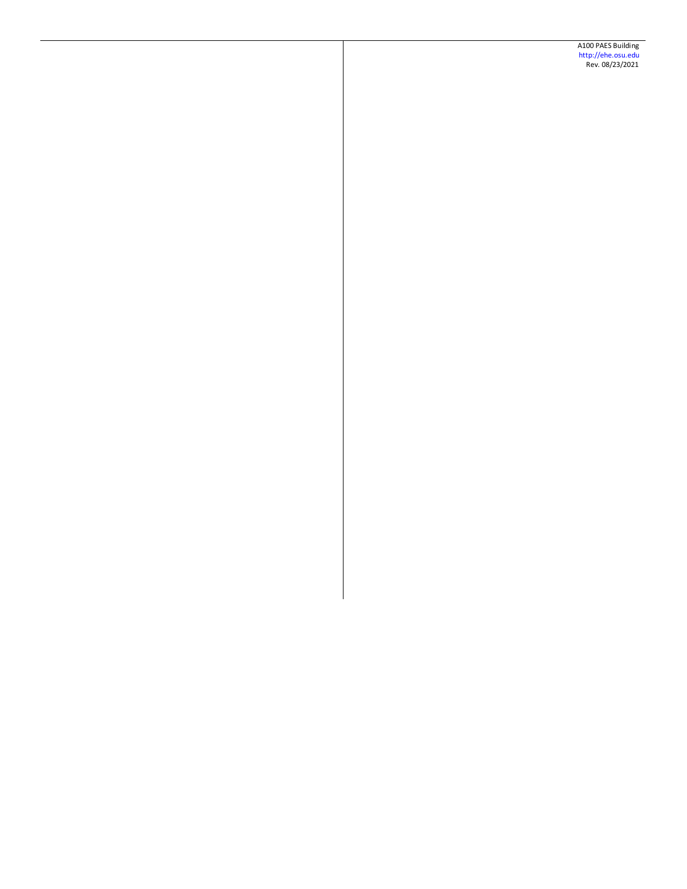A100 PAES Building
http://ehe.osu.edu
Rev. 08/23/2021